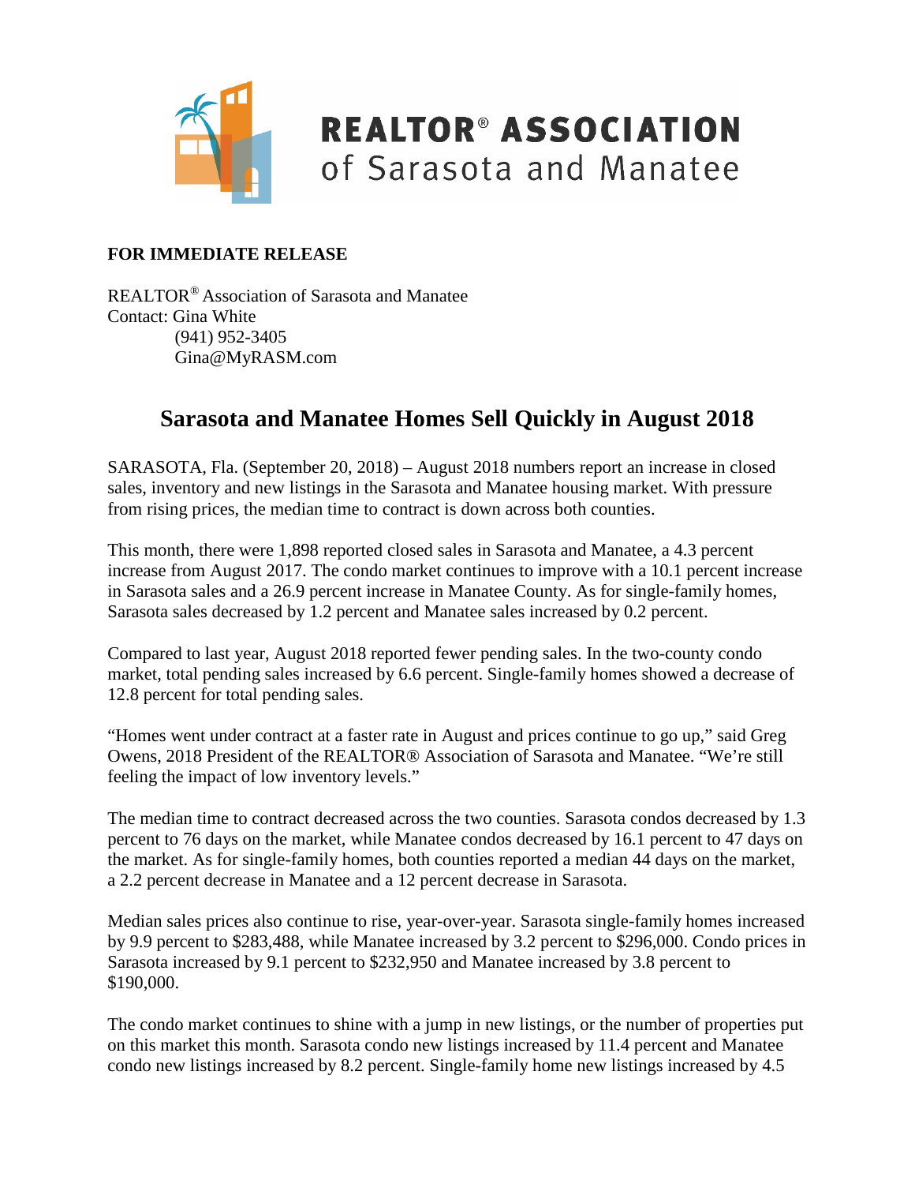**REALTOR® ASSOCIATION**
of Sarasota and Manatee

**FOR IMMEDIATE RELEASE**

REALTOR® Association of Sarasota and Manatee
Contact: Gina White
(941) 952-3405
Gina@MyRASM.com

# Sarasota and Manatee Homes Sell Quickly in August 2018

SARASOTA, Fla. (September 20, 2018) – August 2018 numbers report an increase in closed sales, inventory and new listings in the Sarasota and Manatee housing market. With pressure from rising prices, the median time to contract is down across both counties.

This month, there were 1,898 reported closed sales in Sarasota and Manatee, a 4.3 percent increase from August 2017. The condo market continues to improve with a 10.1 percent increase in Sarasota sales and a 26.9 percent increase in Manatee County. As for single-family homes, Sarasota sales decreased by 1.2 percent and Manatee sales increased by 0.2 percent.

Compared to last year, August 2018 reported fewer pending sales. In the two-county condo market, total pending sales increased by 6.6 percent. Single-family homes showed a decrease of 12.8 percent for total pending sales.

"Homes went under contract at a faster rate in August and prices continue to go up," said Greg Owens, 2018 President of the REALTOR® Association of Sarasota and Manatee. "We're still feeling the impact of low inventory levels."

The median time to contract decreased across the two counties. Sarasota condos decreased by 1.3 percent to 76 days on the market, while Manatee condos decreased by 16.1 percent to 47 days on the market. As for single-family homes, both counties reported a median 44 days on the market, a 2.2 percent decrease in Manatee and a 12 percent decrease in Sarasota.

Median sales prices also continue to rise, year-over-year. Sarasota single-family homes increased by 9.9 percent to $283,488, while Manatee increased by 3.2 percent to $296,000. Condo prices in Sarasota increased by 9.1 percent to $232,950 and Manatee increased by 3.8 percent to $190,000.

The condo market continues to shine with a jump in new listings, or the number of properties put on this market this month. Sarasota condo new listings increased by 11.4 percent and Manatee condo new listings increased by 8.2 percent. Single-family home new listings increased by 4.5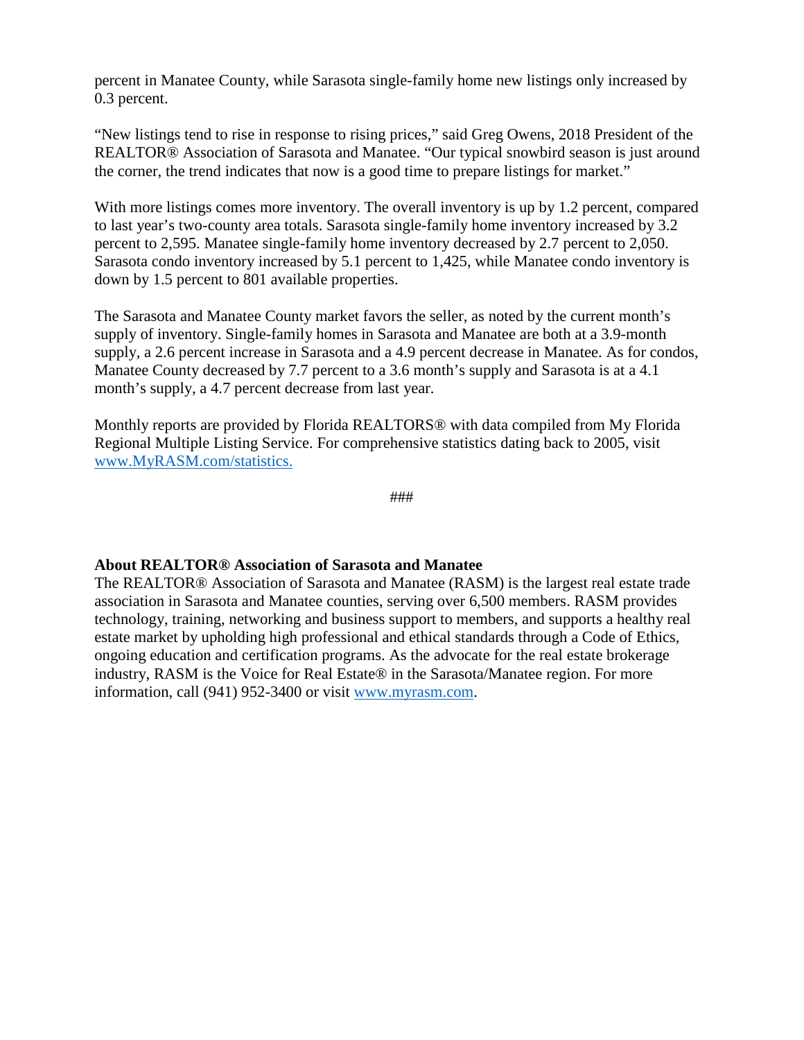percent in Manatee County, while Sarasota single-family home new listings only increased by 0.3 percent.

“New listings tend to rise in response to rising prices,” said Greg Owens, 2018 President of the REALTOR® Association of Sarasota and Manatee. “Our typical snowbird season is just around the corner, the trend indicates that now is a good time to prepare listings for market.”

With more listings comes more inventory. The overall inventory is up by 1.2 percent, compared to last year’s two-county area totals. Sarasota single-family home inventory increased by 3.2 percent to 2,595. Manatee single-family home inventory decreased by 2.7 percent to 2,050. Sarasota condo inventory increased by 5.1 percent to 1,425, while Manatee condo inventory is down by 1.5 percent to 801 available properties.

The Sarasota and Manatee County market favors the seller, as noted by the current month’s supply of inventory. Single-family homes in Sarasota and Manatee are both at a 3.9-month supply, a 2.6 percent increase in Sarasota and a 4.9 percent decrease in Manatee. As for condos, Manatee County decreased by 7.7 percent to a 3.6 month’s supply and Sarasota is at a 4.1 month’s supply, a 4.7 percent decrease from last year.

Monthly reports are provided by Florida REALTORS® with data compiled from My Florida Regional Multiple Listing Service. For comprehensive statistics dating back to 2005, visit [www.MyRASM.com/statistics.](http://www.MyRASM.com/statistics)

###

**About REALTOR® Association of Sarasota and Manatee**
The REALTOR® Association of Sarasota and Manatee (RASM) is the largest real estate trade association in Sarasota and Manatee counties, serving over 6,500 members. RASM provides technology, training, networking and business support to members, and supports a healthy real estate market by upholding high professional and ethical standards through a Code of Ethics, ongoing education and certification programs. As the advocate for the real estate brokerage industry, RASM is the Voice for Real Estate® in the Sarasota/Manatee region. For more information, call (941) 952-3400 or visit [www.myrasm.com](http://www.myrasm.com).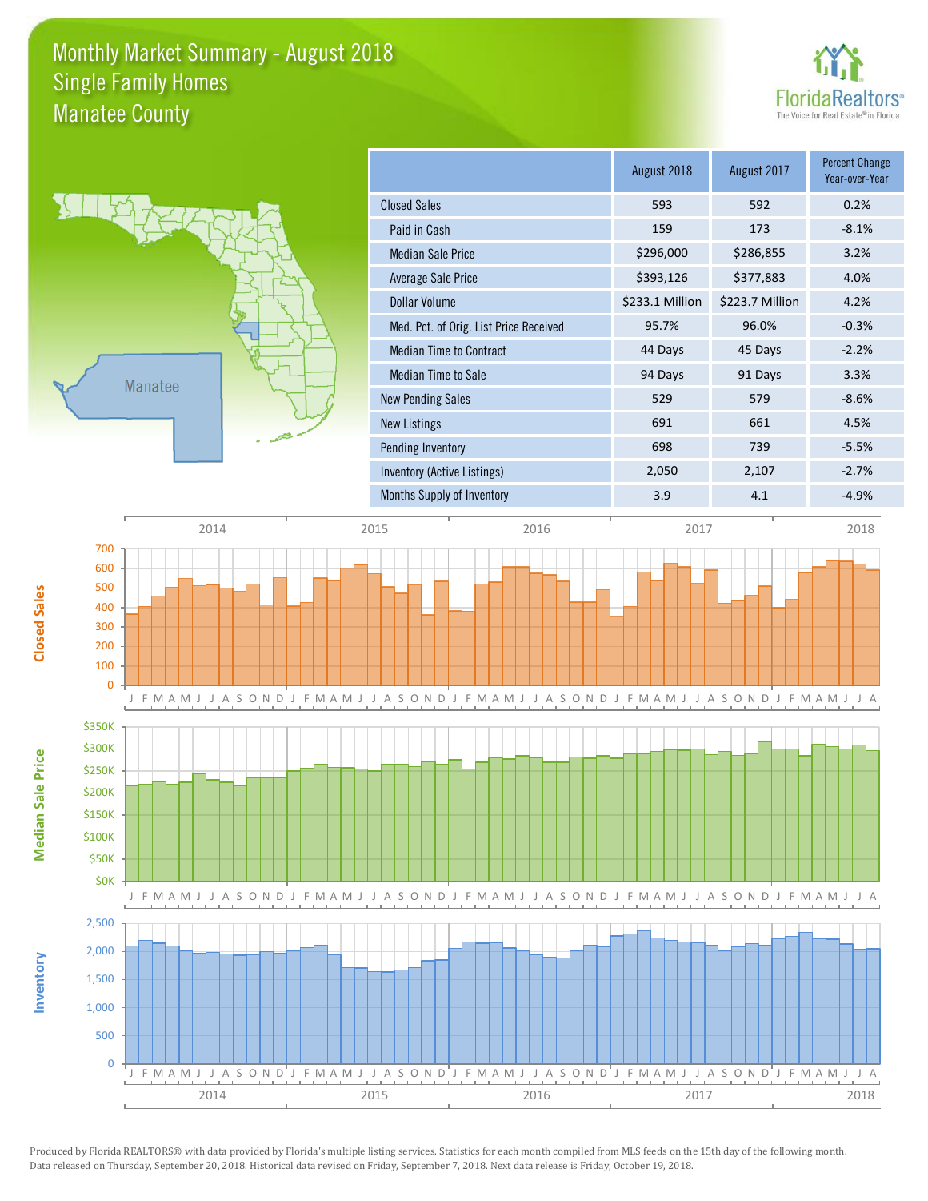# Monthly Market Summary - August 2018
## Single Family Homes
## Manatee County

FloridaRealtors® The Voice for Real Estate® in Florida

Manatee

| | August 2018 | August 2017 | Percent Change Year-over-Year |
|---|---|---|---|
| Closed Sales | 593 | 592 | 0.2% |
| Paid in Cash | 159 | 173 | -8.1% |
| Median Sale Price | $296,000 | $286,855 | 3.2% |
| Average Sale Price | $393,126 | $377,883 | 4.0% |
| Dollar Volume | $233.1 Million | $223.7 Million | 4.2% |
| Med. Pct. of Orig. List Price Received | 95.7% | 96.0% | -0.3% |
| Median Time to Contract | 44 Days | 45 Days | -2.2% |
| Median Time to Sale | 94 Days | 91 Days | 3.3% |
| New Pending Sales | 529 | 579 | -8.6% |
| New Listings | 691 | 661 | 4.5% |
| Pending Inventory | 698 | 739 | -5.5% |
| Inventory (Active Listings) | 2,050 | 2,107 | -2.7% |
| Months Supply of Inventory | 3.9 | 4.1 | -4.9% |

Closed Sales

Median Sale Price

Inventory

Produced by Florida REALTORS® with data provided by Florida's multiple listing services. Statistics for each month compiled from MLS feeds on the 15th day of the following month. Data released on Thursday, September 20, 2018. Historical data revised on Friday, September 7, 2018. Next data release is Friday, October 19, 2018.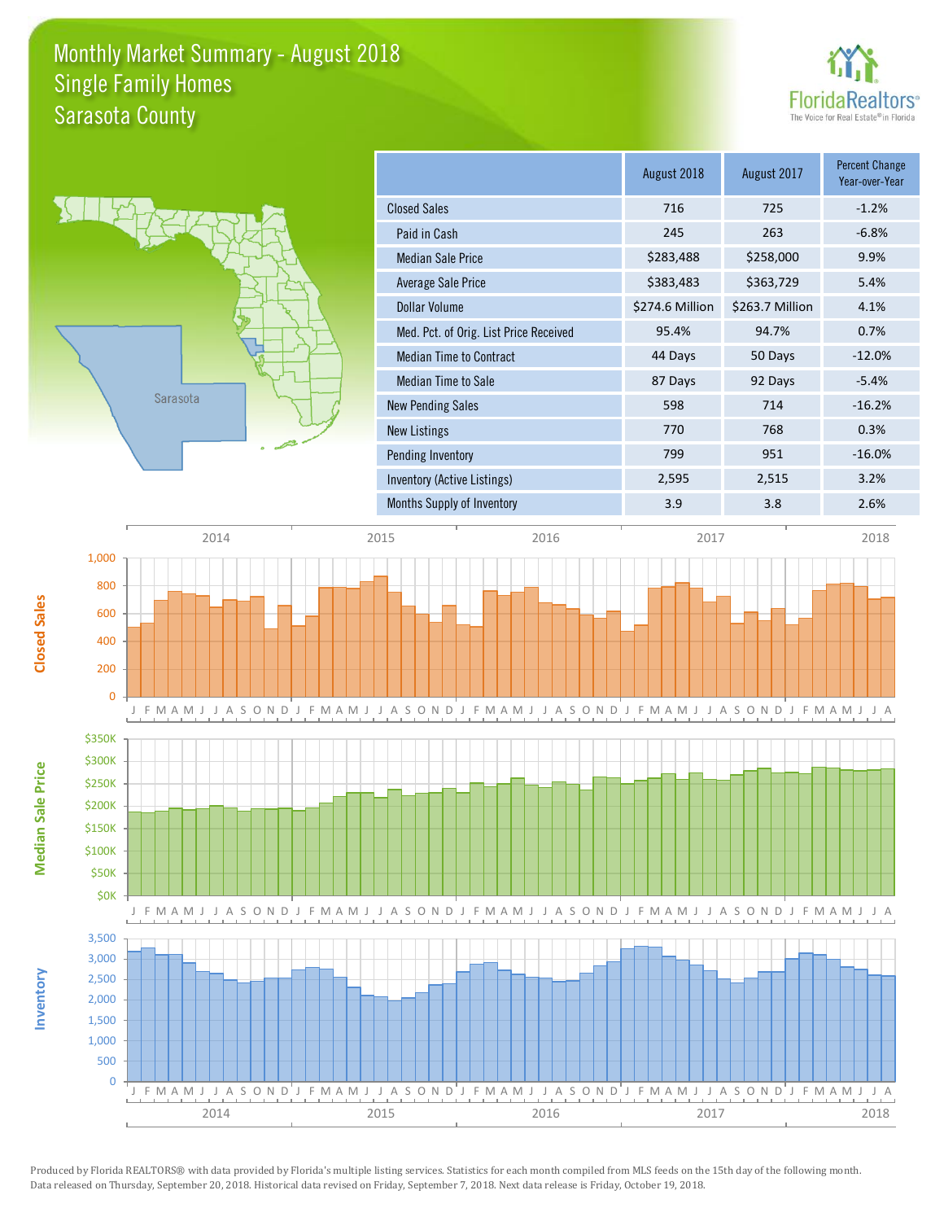# Monthly Market Summary - August 2018
## Single Family Homes
## Sarasota County

| | August 2018 | August 2017 | Percent Change Year-over-Year |
|---|---|---|---|
| Closed Sales | 716 | 725 | -1.2% |
| Paid in Cash | 245 | 263 | -6.8% |
| Median Sale Price | $283,488 | $258,000 | 9.9% |
| Average Sale Price | $383,483 | $363,729 | 5.4% |
| Dollar Volume | $274.6 Million | $263.7 Million | 4.1% |
| Med. Pct. of Orig. List Price Received | 95.4% | 94.7% | 0.7% |
| Median Time to Contract | 44 Days | 50 Days | -12.0% |
| Median Time to Sale | 87 Days | 92 Days | -5.4% |
| New Pending Sales | 598 | 714 | -16.2% |
| New Listings | 770 | 768 | 0.3% |
| Pending Inventory | 799 | 951 | -16.0% |
| Inventory (Active Listings) | 2,595 | 2,515 | 3.2% |
| Months Supply of Inventory | 3.9 | 3.8 | 2.6% |

Produced by Florida REALTORS® with data provided by Florida's multiple listing services. Statistics for each month compiled from MLS feeds on the 15th day of the following month. Data released on Thursday, September 20, 2018. Historical data revised on Friday, September 7, 2018. Next data release is Friday, October 19, 2018.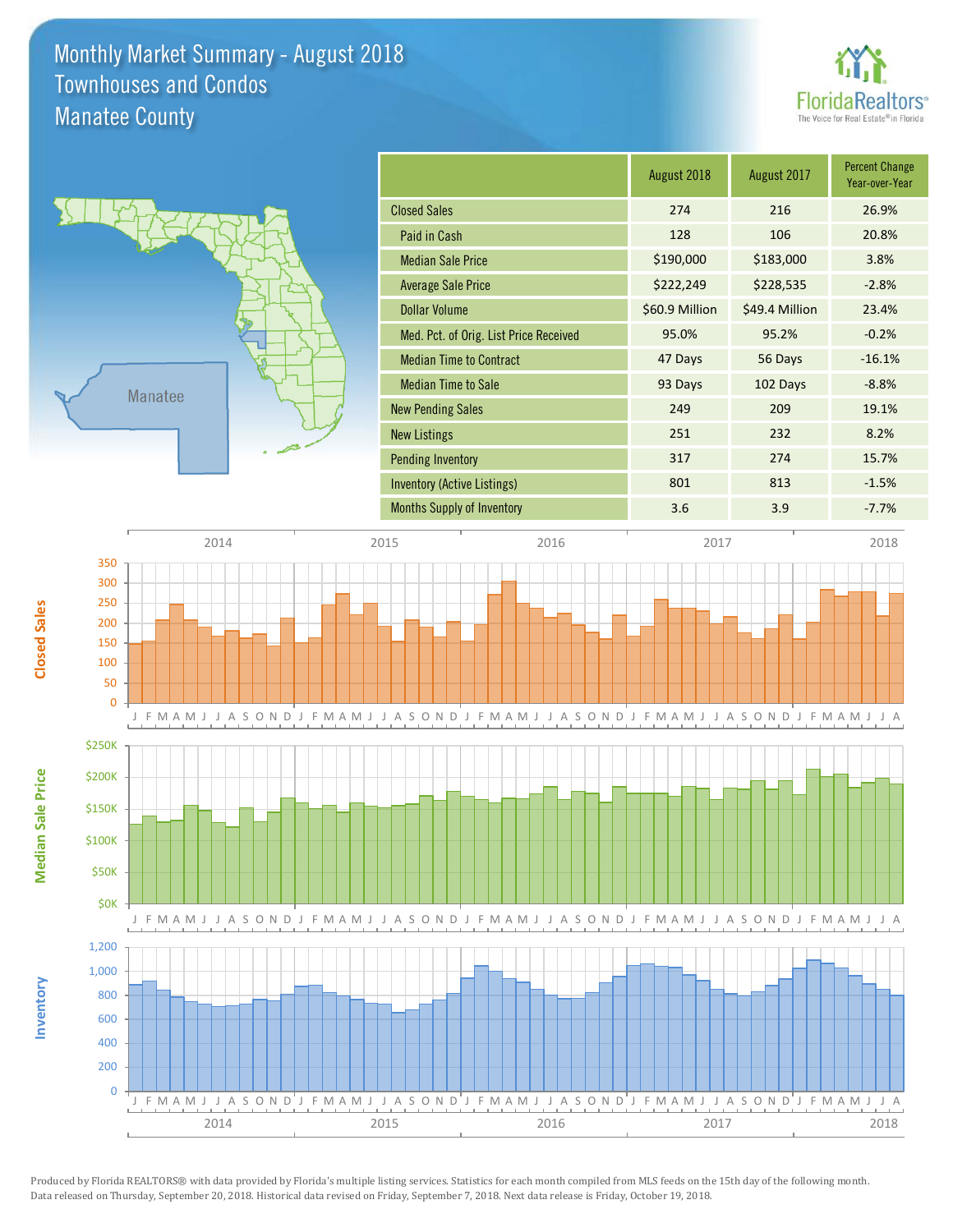# Monthly Market Summary - August 2018
## Townhouses and Condos
## Manatee County

| | August 2018 | August 2017 | Percent Change Year-over-Year |
|---|---|---|---|
| Closed Sales | 274 | 216 | 26.9% |
| Paid in Cash | 128 | 106 | 20.8% |
| Median Sale Price | $190,000 | $183,000 | 3.8% |
| Average Sale Price | $222,249 | $228,535 | -2.8% |
| Dollar Volume | $60.9 Million | $49.4 Million | 23.4% |
| Med. Pct. of Orig. List Price Received | 95.0% | 95.2% | -0.2% |
| Median Time to Contract | 47 Days | 56 Days | -16.1% |
| Median Time to Sale | 93 Days | 102 Days | -8.8% |
| New Pending Sales | 249 | 209 | 19.1% |
| New Listings | 251 | 232 | 8.2% |
| Pending Inventory | 317 | 274 | 15.7% |
| Inventory (Active Listings) | 801 | 813 | -1.5% |
| Months Supply of Inventory | 3.6 | 3.9 | -7.7% |

Produced by Florida REALTORS® with data provided by Florida's multiple listing services. Statistics for each month compiled from MLS feeds on the 15th day of the following month. Data released on Thursday, September 20, 2018. Historical data revised on Friday, September 7, 2018. Next data release is Friday, October 19, 2018.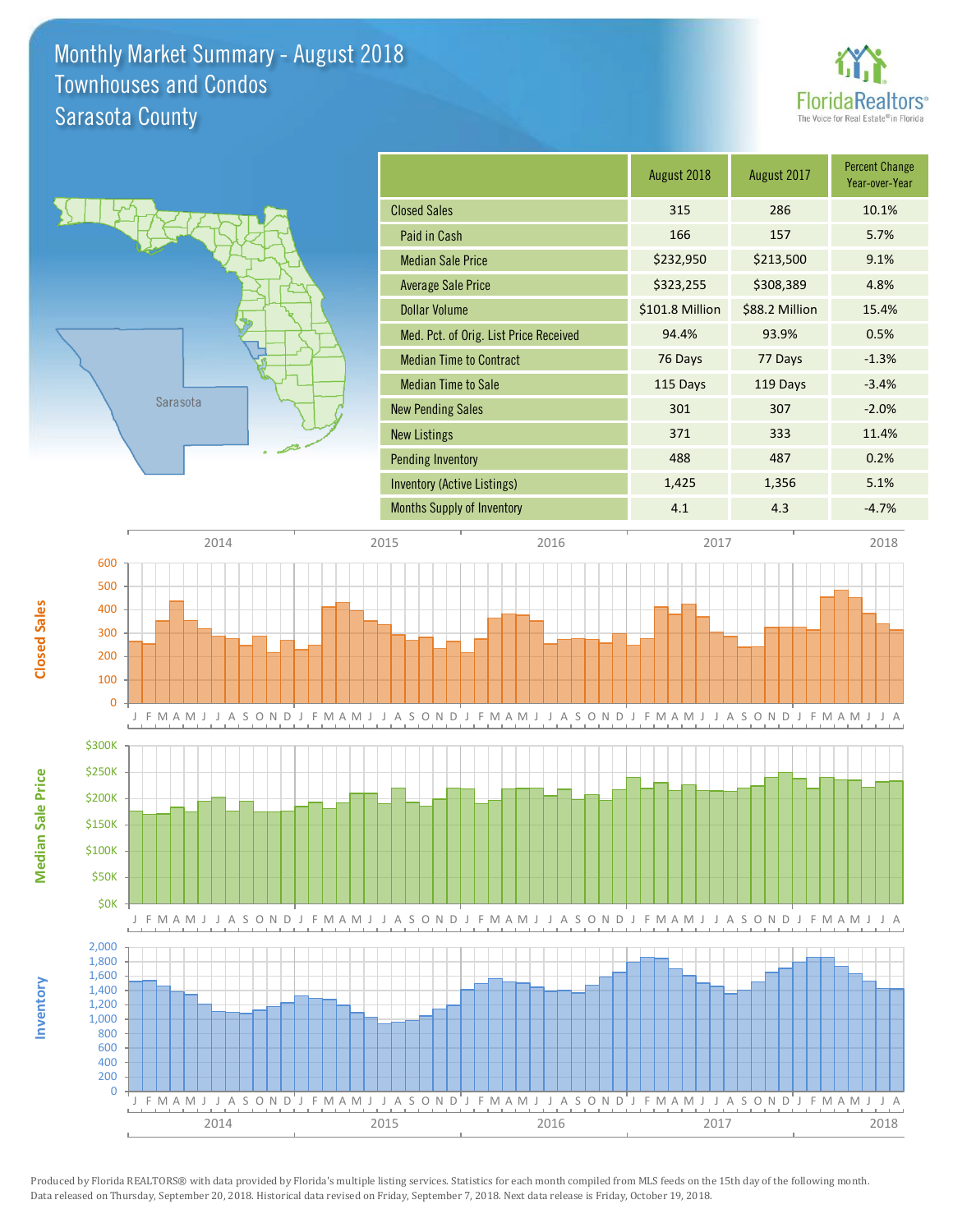# Monthly Market Summary - August 2018
## Townhouses and Condos
## Sarasota County

FloridaRealtors® The Voice for Real Estate® in Florida

| | August 2018 | August 2017 | Percent Change Year-over-Year |
|---|---|---|---|
| Closed Sales | 315 | 286 | 10.1% |
| Paid in Cash | 166 | 157 | 5.7% |
| Median Sale Price | $232,950 | $213,500 | 9.1% |
| Average Sale Price | $323,255 | $308,389 | 4.8% |
| Dollar Volume | $101.8 Million | $88.2 Million | 15.4% |
| Med. Pct. of Orig. List Price Received | 94.4% | 93.9% | 0.5% |
| Median Time to Contract | 76 Days | 77 Days | -1.3% |
| Median Time to Sale | 115 Days | 119 Days | -3.4% |
| New Pending Sales | 301 | 307 | -2.0% |
| New Listings | 371 | 333 | 11.4% |
| Pending Inventory | 488 | 487 | 0.2% |
| Inventory (Active Listings) | 1,425 | 1,356 | 5.1% |
| Months Supply of Inventory | 4.1 | 4.3 | -4.7% |

Produced by Florida REALTORS® with data provided by Florida's multiple listing services. Statistics for each month compiled from MLS feeds on the 15th day of the following month. Data released on Thursday, September 20, 2018. Historical data revised on Friday, September 7, 2018. Next data release is Friday, October 19, 2018.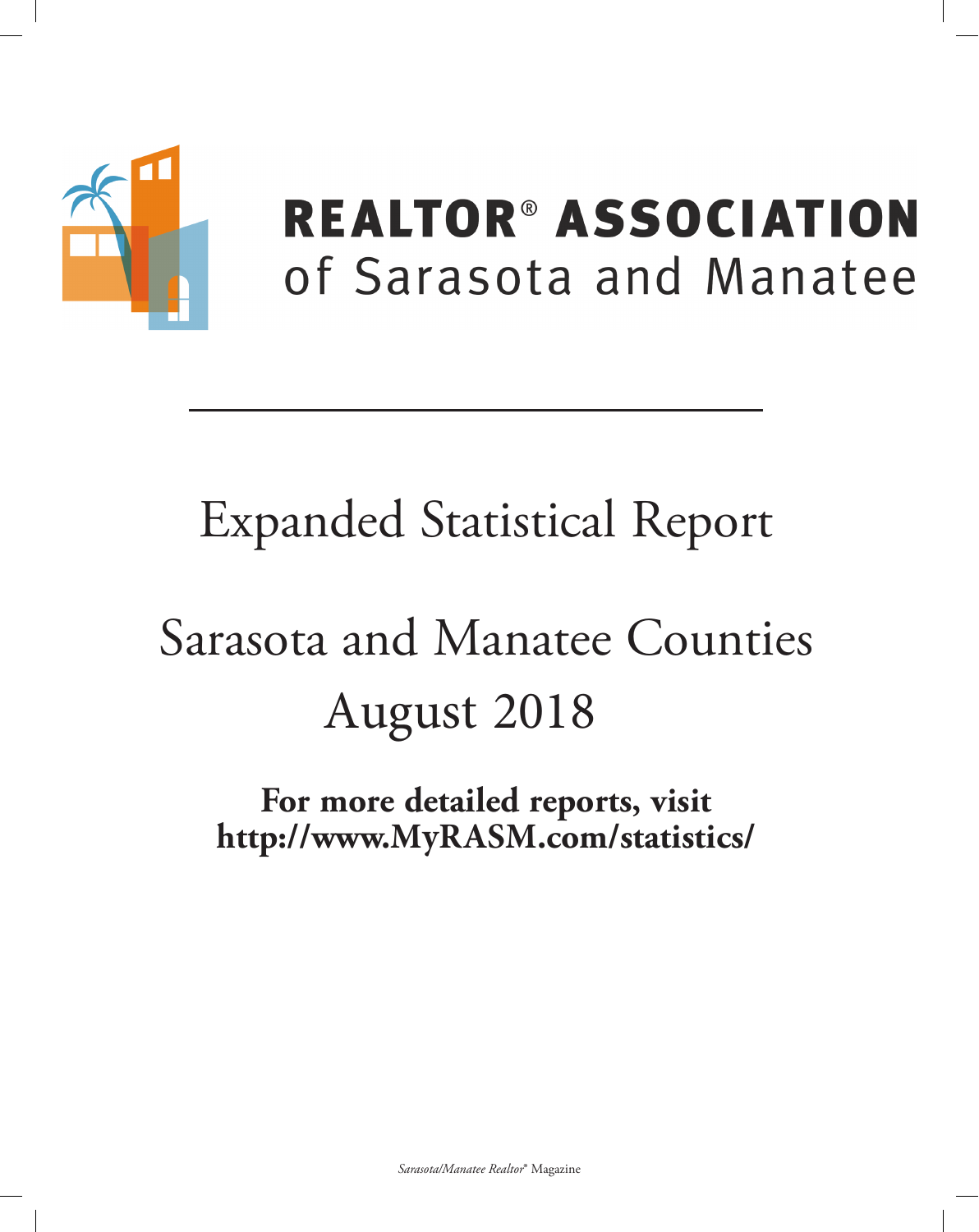# REALTOR® ASSOCIATION

of Sarasota and Manatee

# Expanded Statistical Report

## Sarasota and Manatee Counties

## August 2018

**For more detailed reports, visit**
**http://www.MyRASM.com/statistics/**

*Sarasota/Manatee Realtor®* Magazine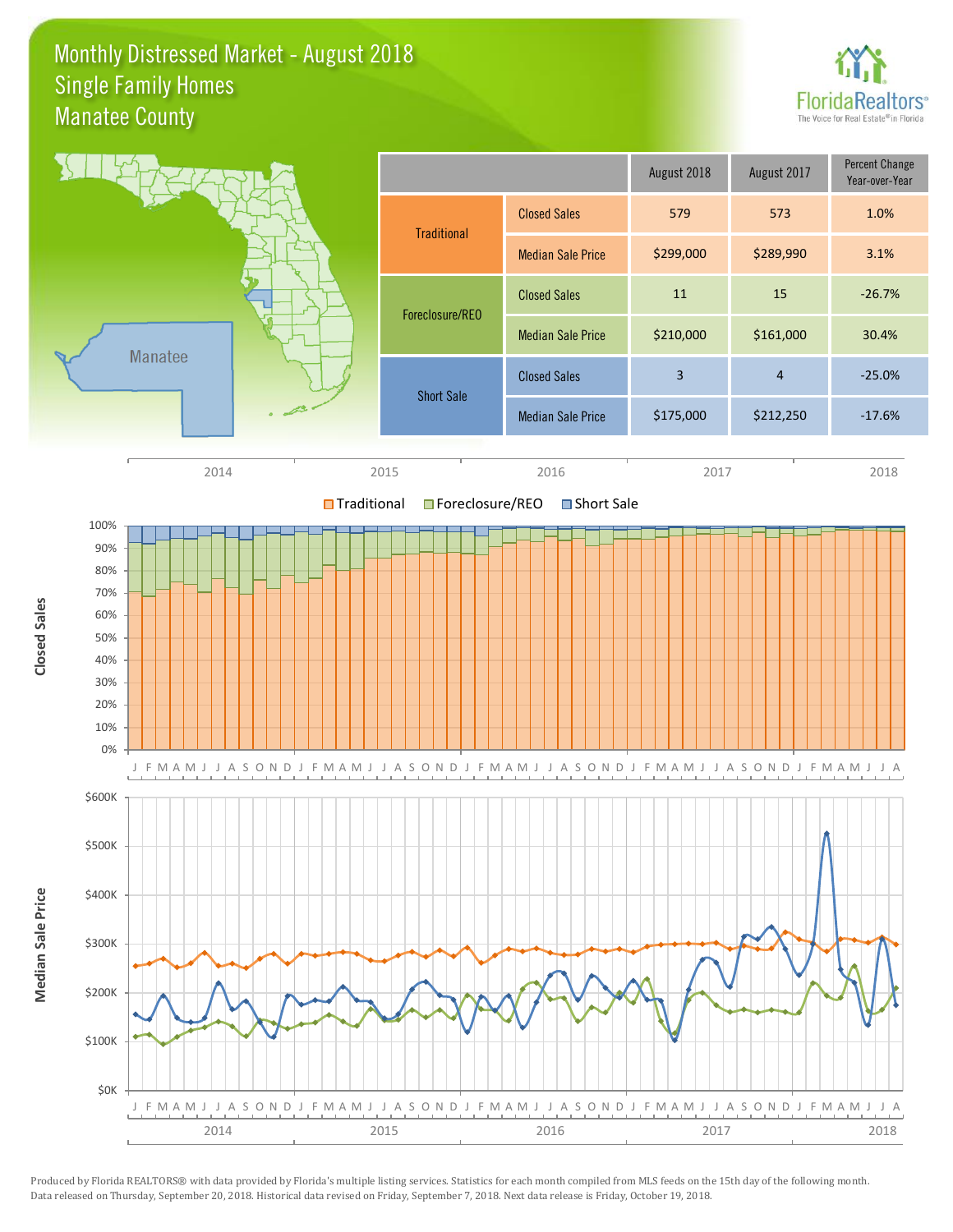# Monthly Distressed Market - August 2018
## Single Family Homes
## Manatee County

| | | August 2018 | August 2017 | Percent Change Year-over-Year |
|---|---|---|---|---|
| Traditional | Closed Sales | 579 | 573 | 1.0% |
| | Median Sale Price | $299,000 | $289,990 | 3.1% |
| Foreclosure/REO | Closed Sales | 11 | 15 | -26.7% |
| | Median Sale Price | $210,000 | $161,000 | 30.4% |
| Short Sale | Closed Sales | 3 | 4 | -25.0% |
| | Median Sale Price | $175,000 | $212,250 | -17.6% |

Produced by Florida REALTORS® with data provided by Florida's multiple listing services. Statistics for each month compiled from MLS feeds on the 15th day of the following month. Data released on Thursday, September 20, 2018. Historical data revised on Friday, September 7, 2018. Next data release is Friday, October 19, 2018.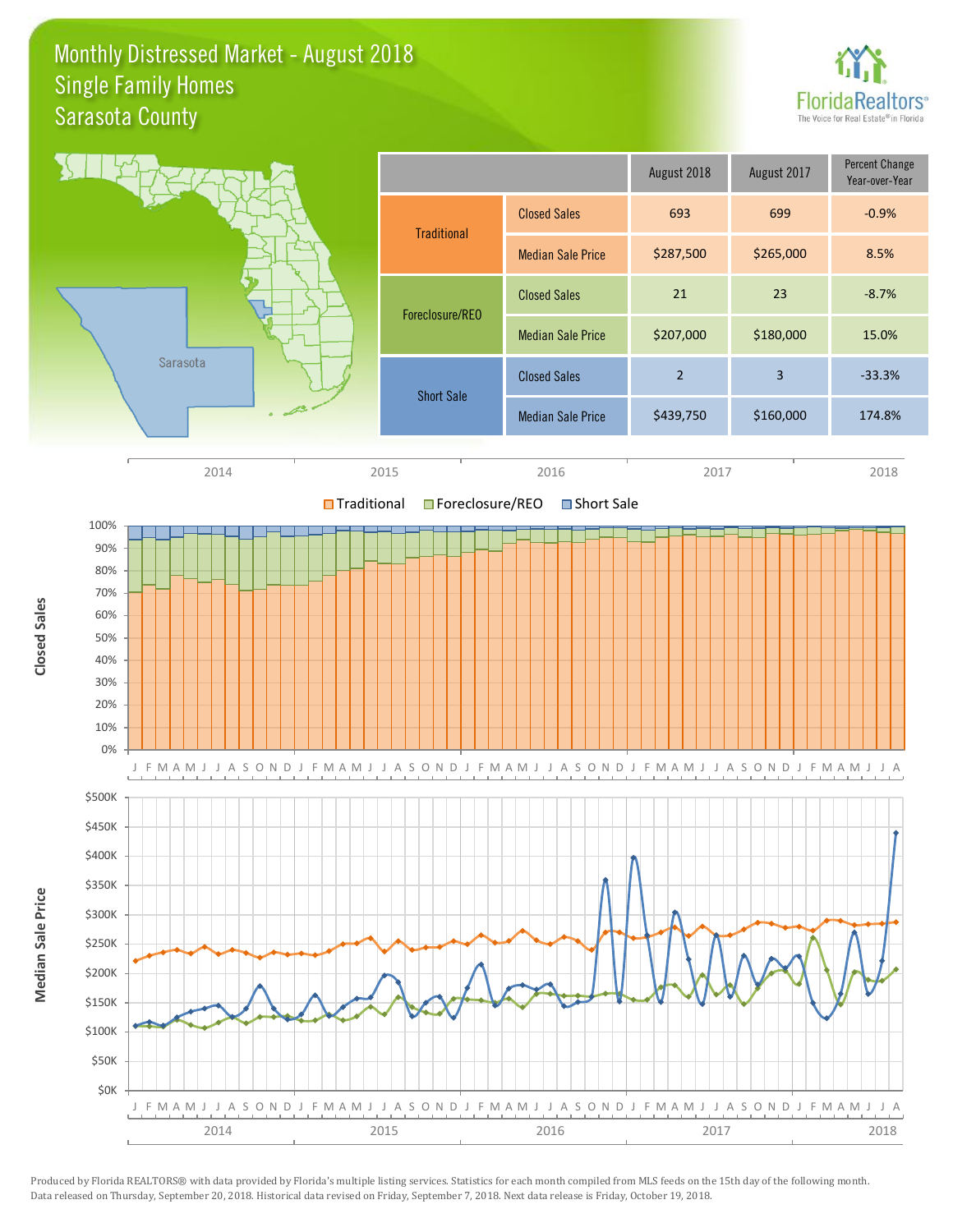# Monthly Distressed Market - August 2018
## Single Family Homes
## Sarasota County

| | | August 2018 | August 2017 | Percent Change Year-over-Year |
|---|---|---|---|---|
| Traditional | Closed Sales | 693 | 699 | -0.9% |
| | Median Sale Price | $287,500 | $265,000 | 8.5% |
| Foreclosure/REO | Closed Sales | 21 | 23 | -8.7% |
| | Median Sale Price | $207,000 | $180,000 | 15.0% |
| Short Sale | Closed Sales | 2 | 3 | -33.3% |
| | Median Sale Price | $439,750 | $160,000 | 174.8% |

Produced by Florida REALTORS® with data provided by Florida's multiple listing services. Statistics for each month compiled from MLS feeds on the 15th day of the following month. Data released on Thursday, September 20, 2018. Historical data revised on Friday, September 7, 2018. Next data release is Friday, October 19, 2018.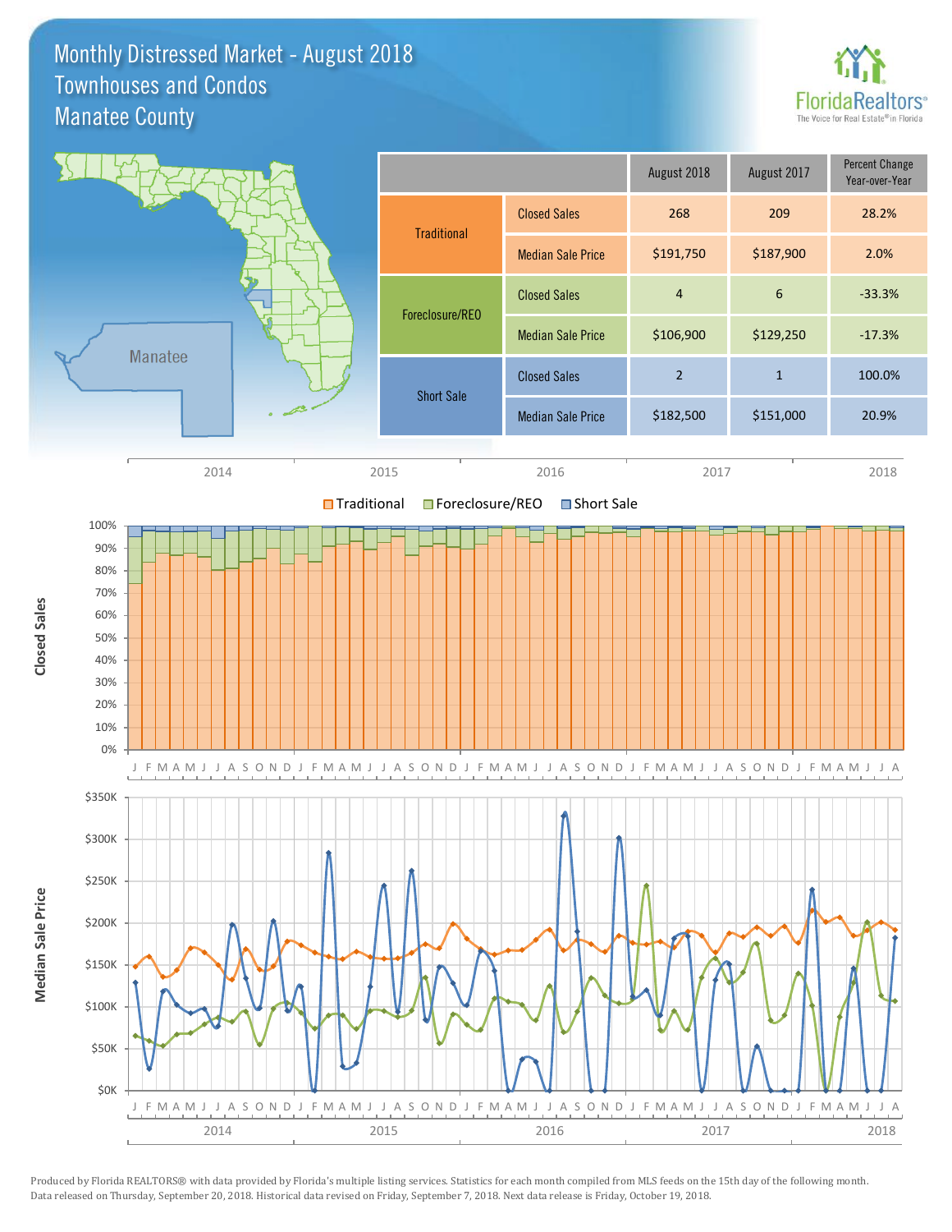# Monthly Distressed Market - August 2018
## Townhouses and Condos
## Manatee County

| | | August 2018 | August 2017 | Percent Change Year-over-Year |
|---|---|---|---|---|
| Traditional | Closed Sales | 268 | 209 | 28.2% |
| | Median Sale Price | $191,750 | $187,900 | 2.0% |
| Foreclosure/REO | Closed Sales | 4 | 6 | -33.3% |
| | Median Sale Price | $106,900 | $129,250 | -17.3% |
| Short Sale | Closed Sales | 2 | 1 | 100.0% |
| | Median Sale Price | $182,500 | $151,000 | 20.9% |

Produced by Florida REALTORS® with data provided by Florida's multiple listing services. Statistics for each month compiled from MLS feeds on the 15th day of the following month. Data released on Thursday, September 20, 2018. Historical data revised on Friday, September 7, 2018. Next data release is Friday, October 19, 2018.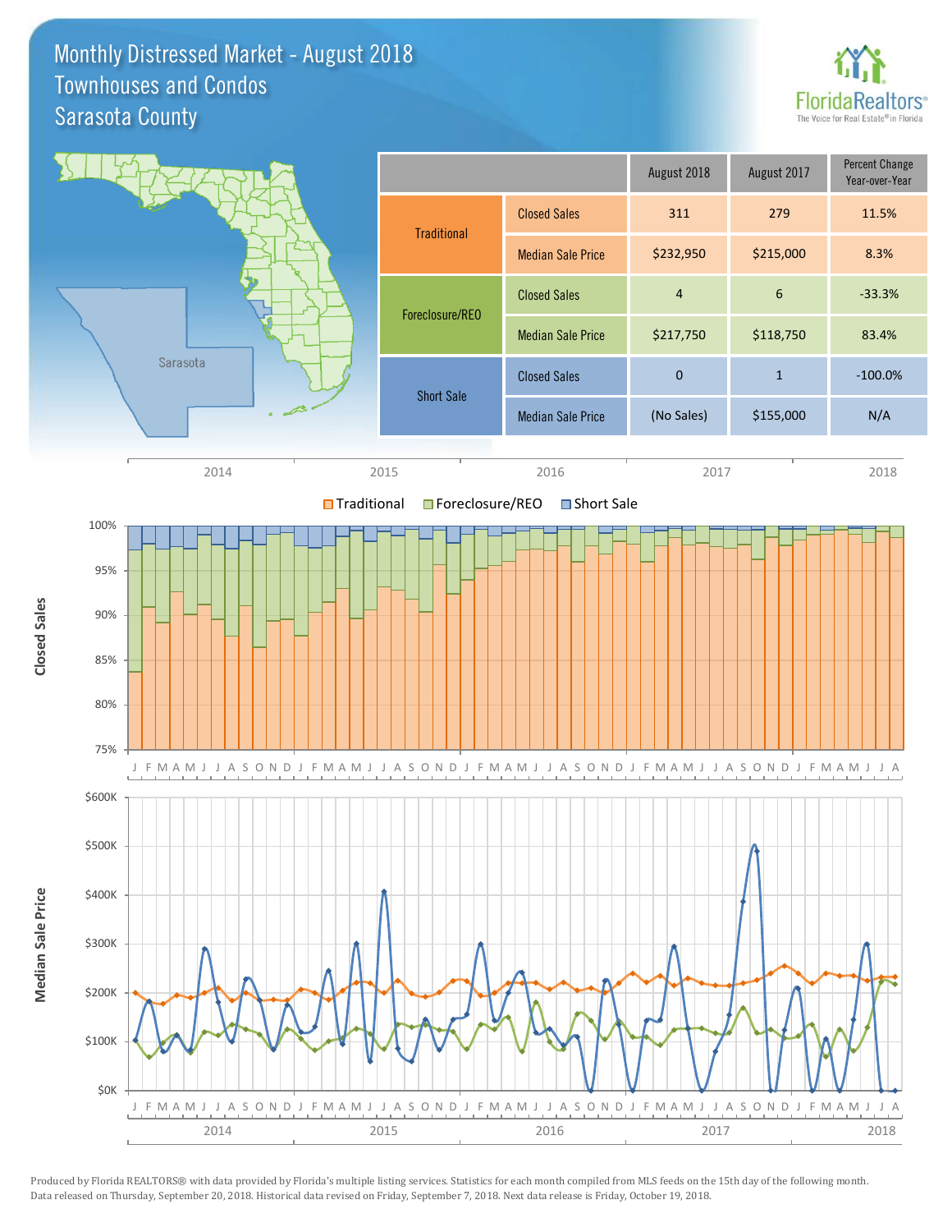# Monthly Distressed Market - August 2018
## Townhouses and Condos
## Sarasota County

FloridaRealtors®
The Voice for Real Estate® in Florida

Sarasota

| | | August 2018 | August 2017 | Percent Change Year-over-Year |
|---|---|---|---|---|
| Traditional | Closed Sales | 311 | 279 | 11.5% |
| | Median Sale Price | $232,950 | $215,000 | 8.3% |
| Foreclosure/REO | Closed Sales | 4 | 6 | -33.3% |
| | Median Sale Price | $217,750 | $118,750 | 83.4% |
| Short Sale | Closed Sales | 0 | 1 | -100.0% |
| | Median Sale Price | (No Sales) | $155,000 | N/A |

2014 2015 2016 2017 2018

Traditional Foreclosure/REO Short Sale

Closed Sales

100% 95% 90% 85% 80% 75%

J F M A M J J A S O N D J F M A M J J A S O N D J F M A M J J A S O N D J F M A M J J A S O N D J F M A M J J A

Median Sale Price

$600K $500K $400K $300K $200K $100K $0K

J F M A M J J A S O N D J F M A M J J A S O N D J F M A M J J A S O N D J F M A M J J A S O N D J F M A M J J A

2014 2015 2016 2017 2018

Produced by Florida REALTORS® with data provided by Florida's multiple listing services. Statistics for each month compiled from MLS feeds on the 15th day of the following month. Data released on Thursday, September 20, 2018. Historical data revised on Friday, September 7, 2018. Next data release is Friday, October 19, 2018.